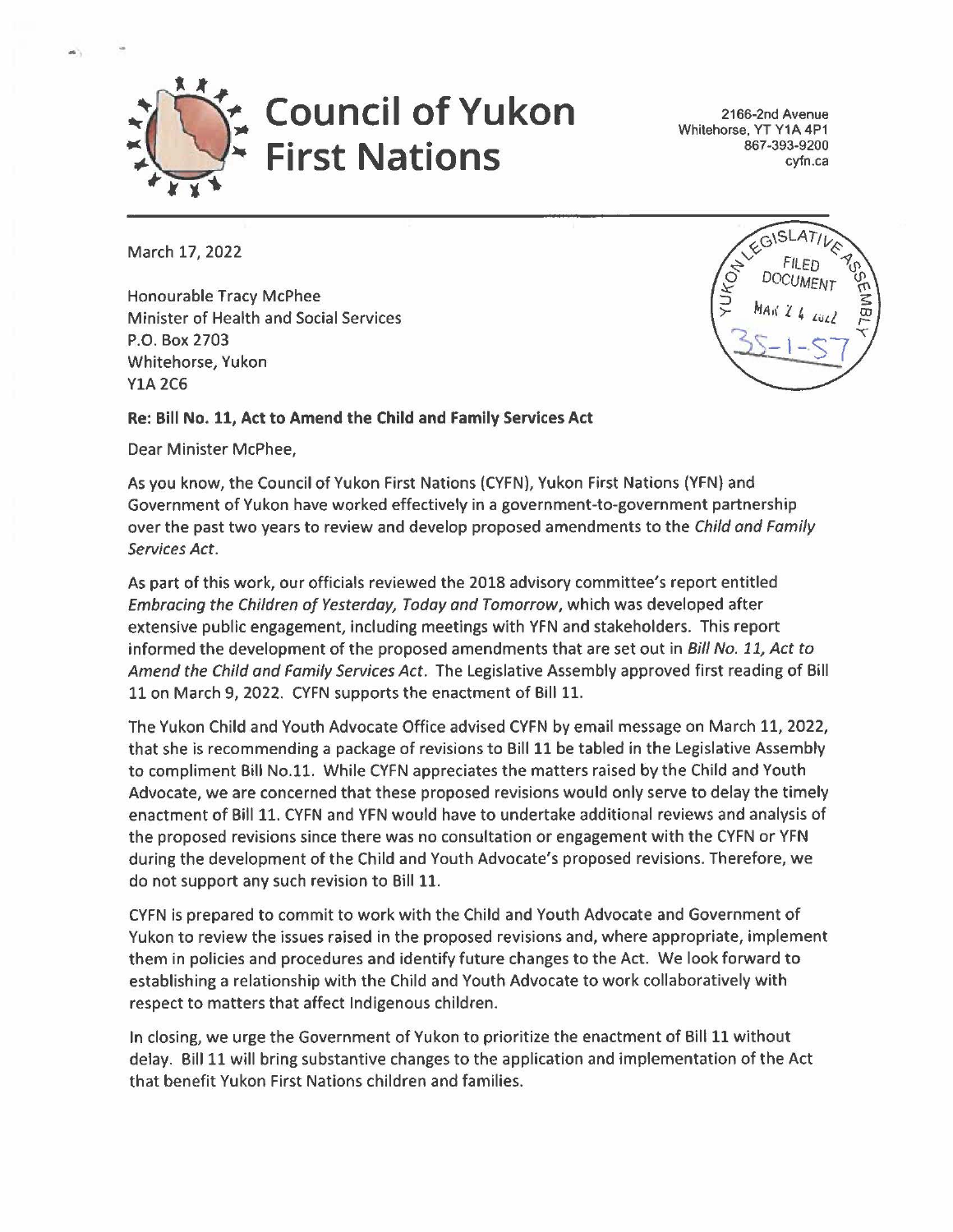# Council of Yukon First Nations

2166-2nd Avenue
Whitehorse, YT Y1A 4P1
867-393-9200
cyfn.ca

YUKON LEGISLATIVE ASSEMBLY
FILED DOCUMENT
MAR 24 2022
35-1-57

March 17, 2022

Honourable Tracy McPhee
Minister of Health and Social Services
P.O. Box 2703
Whitehorse, Yukon
Y1A 2C6

**Re: Bill No. 11, Act to Amend the Child and Family Services Act**

Dear Minister McPhee,

As you know, the Council of Yukon First Nations (CYFN), Yukon First Nations (YFN) and Government of Yukon have worked effectively in a government-to-government partnership over the past two years to review and develop proposed amendments to the *Child and Family Services Act*.

As part of this work, our officials reviewed the 2018 advisory committee's report entitled *Embracing the Children of Yesterday, Today and Tomorrow*, which was developed after extensive public engagement, including meetings with YFN and stakeholders. This report informed the development of the proposed amendments that are set out in *Bill No. 11, Act to Amend the Child and Family Services Act*. The Legislative Assembly approved first reading of Bill 11 on March 9, 2022. CYFN supports the enactment of Bill 11.

The Yukon Child and Youth Advocate Office advised CYFN by email message on March 11, 2022, that she is recommending a package of revisions to Bill 11 be tabled in the Legislative Assembly to compliment Bill No.11. While CYFN appreciates the matters raised by the Child and Youth Advocate, we are concerned that these proposed revisions would only serve to delay the timely enactment of Bill 11. CYFN and YFN would have to undertake additional reviews and analysis of the proposed revisions since there was no consultation or engagement with the CYFN or YFN during the development of the Child and Youth Advocate's proposed revisions. Therefore, we do not support any such revision to Bill 11.

CYFN is prepared to commit to work with the Child and Youth Advocate and Government of Yukon to review the issues raised in the proposed revisions and, where appropriate, implement them in policies and procedures and identify future changes to the Act. We look forward to establishing a relationship with the Child and Youth Advocate to work collaboratively with respect to matters that affect Indigenous children.

In closing, we urge the Government of Yukon to prioritize the enactment of Bill 11 without delay. Bill 11 will bring substantive changes to the application and implementation of the Act that benefit Yukon First Nations children and families.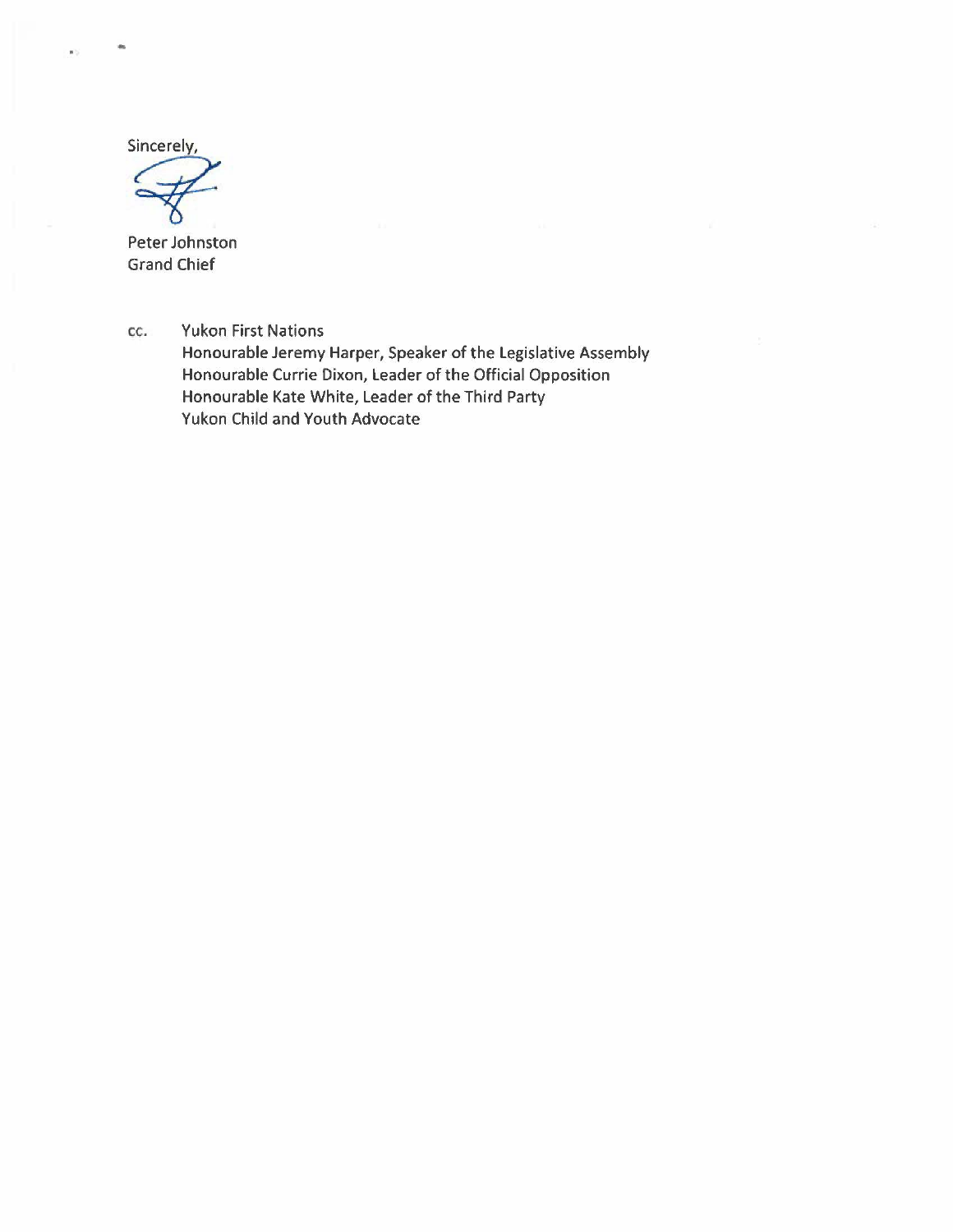Sincerely,

Peter Johnston
Grand Chief

cc. Yukon First Nations
Honourable Jeremy Harper, Speaker of the Legislative Assembly
Honourable Currie Dixon, Leader of the Official Opposition
Honourable Kate White, Leader of the Third Party
Yukon Child and Youth Advocate